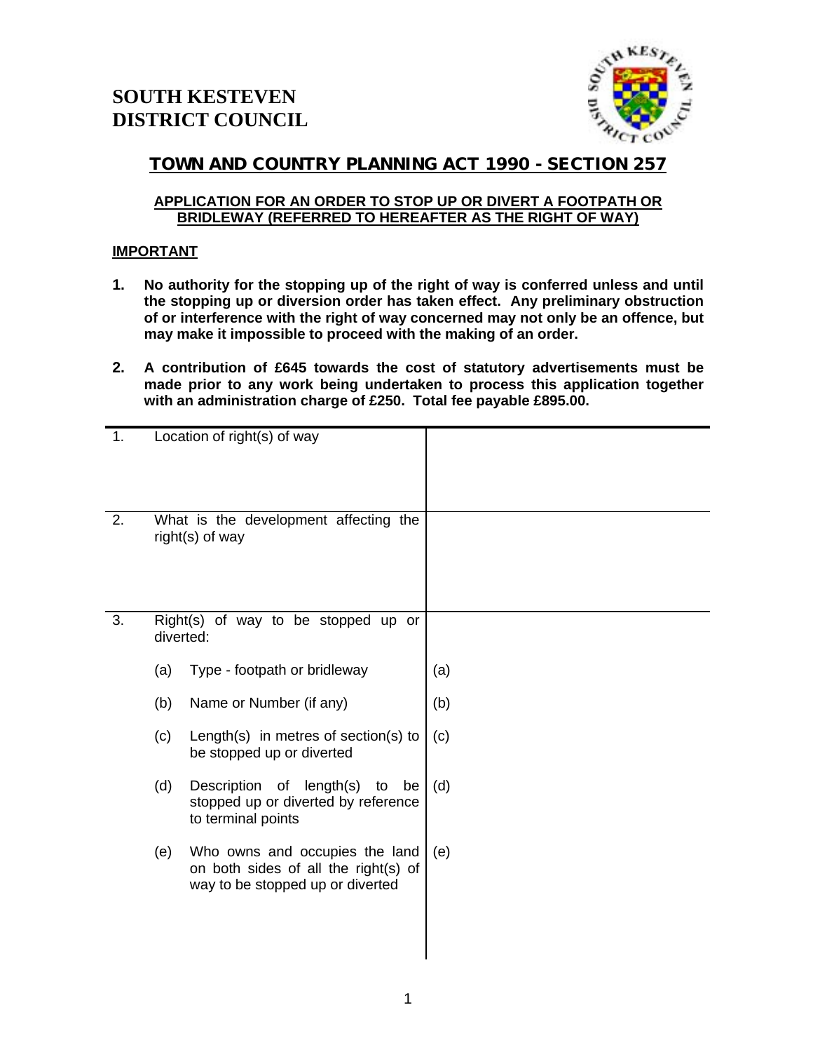# SOUTH KESTEVEN DISTRICT COUNCIL

## TOWN AND COUNTRY PLANNING ACT 1990 - SECTION 257

### APPLICATION FOR AN ORDER TO STOP UP OR DIVERT A FOOTPATH OR BRIDLEWAY (REFERRED TO HEREAFTER AS THE RIGHT OF WAY)

**IMPORTANT**

1. **No authority for the stopping up of the right of way is conferred unless and until the stopping up or diversion order has taken effect. Any preliminary obstruction of or interference with the right of way concerned may not only be an offence, but may make it impossible to proceed with the making of an order.**

2. **A contribution of £645 towards the cost of statutory advertisements must be made prior to any work being undertaken to process this application together with an administration charge of £250. Total fee payable £895.00.**

| | | |
|---|---|---|
| 1. | Location of right(s) of way | |
| 2. | What is the development affecting the right(s) of way | |
| 3. | Right(s) of way to be stopped up or diverted: | |
| | (a) Type - footpath or bridleway | (a) |
| | (b) Name or Number (if any) | (b) |
| | (c) Length(s) in metres of section(s) to be stopped up or diverted | (c) |
| | (d) Description of length(s) to be stopped up or diverted by reference to terminal points | (d) |
| | (e) Who owns and occupies the land on both sides of all the right(s) of way to be stopped up or diverted | (e) |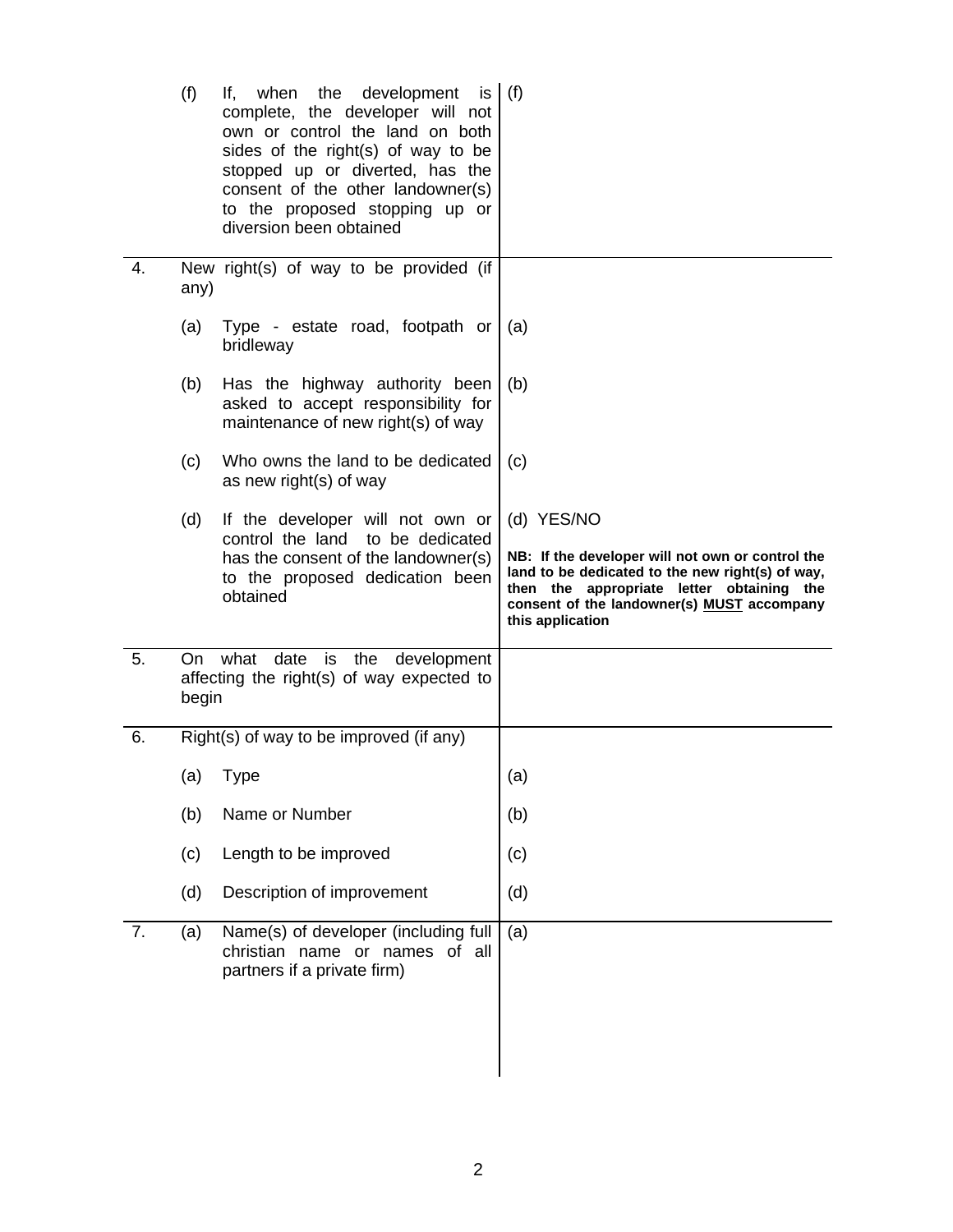| | | | |
|---|---|---|---|
| | (f) | If, when the development is complete, the developer will not own or control the land on both sides of the right(s) of way to be stopped up or diverted, has the consent of the other landowner(s) to the proposed stopping up or diversion been obtained | (f) |
| 4. | | New right(s) of way to be provided (if any) | |
| | (a) | Type - estate road, footpath or bridleway | (a) |
| | (b) | Has the highway authority been asked to accept responsibility for maintenance of new right(s) of way | (b) |
| | (c) | Who owns the land to be dedicated as new right(s) of way | (c) |
| | (d) | If the developer will not own or control the land to be dedicated has the consent of the landowner(s) to the proposed dedication been obtained | (d) YES/NO<br><br>**NB: If the developer will not own or control the land to be dedicated to the new right(s) of way, then the appropriate letter obtaining the consent of the landowner(s) <u>MUST</u> accompany this application** |
| 5. | | On what date is the development affecting the right(s) of way expected to begin | |
| 6. | | Right(s) of way to be improved (if any) | |
| | (a) | Type | (a) |
| | (b) | Name or Number | (b) |
| | (c) | Length to be improved | (c) |
| | (d) | Description of improvement | (d) |
| 7. | (a) | Name(s) of developer (including full christian name or names of all partners if a private firm) | (a) |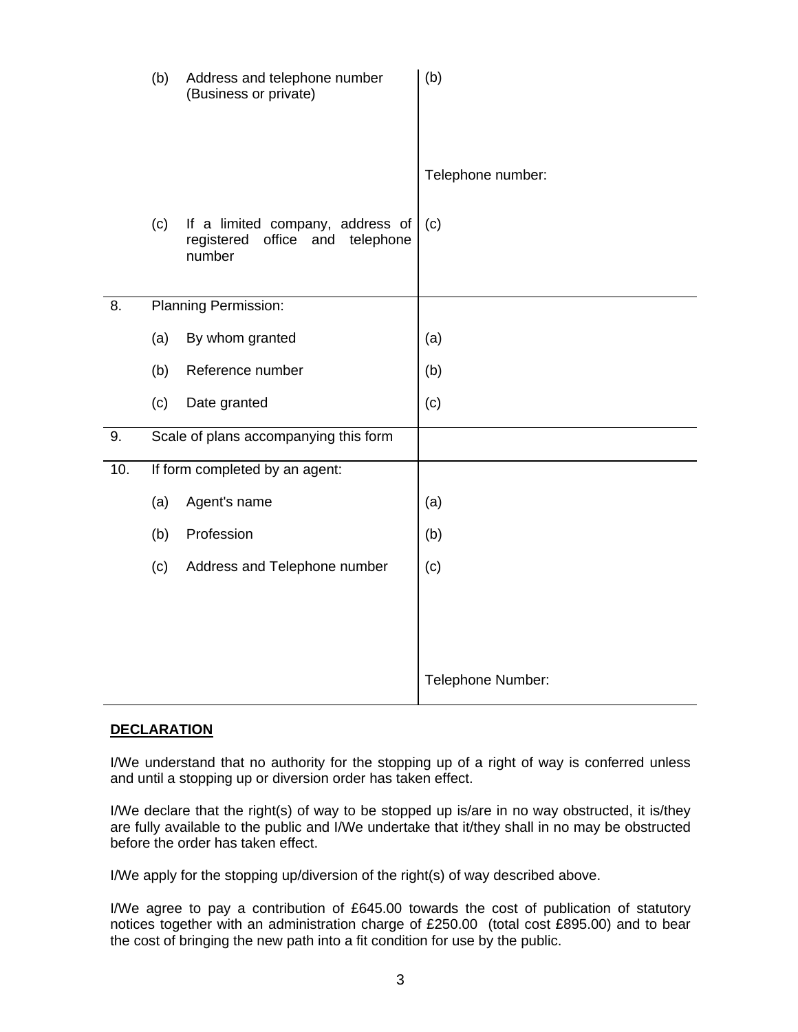| | | | |
|---|---|---|---|
| | (b) | Address and telephone number (Business or private) | (b)<br><br><br>Telephone number: |
| | (c) | If a limited company, address of registered office and telephone number | (c) |
| 8. | Planning Permission: | | |
| | (a) | By whom granted | (a) |
| | (b) | Reference number | (b) |
| | (c) | Date granted | (c) |
| 9. | Scale of plans accompanying this form | | |
| 10. | If form completed by an agent: | | |
| | (a) | Agent's name | (a) |
| | (b) | Profession | (b) |
| | (c) | Address and Telephone number | (c)<br><br><br>Telephone Number: |

**DECLARATION**

I/We understand that no authority for the stopping up of a right of way is conferred unless and until a stopping up or diversion order has taken effect.

I/We declare that the right(s) of way to be stopped up is/are in no way obstructed, it is/they are fully available to the public and I/We undertake that it/they shall in no may be obstructed before the order has taken effect.

I/We apply for the stopping up/diversion of the right(s) of way described above.

I/We agree to pay a contribution of £645.00 towards the cost of publication of statutory notices together with an administration charge of £250.00 (total cost £895.00) and to bear the cost of bringing the new path into a fit condition for use by the public.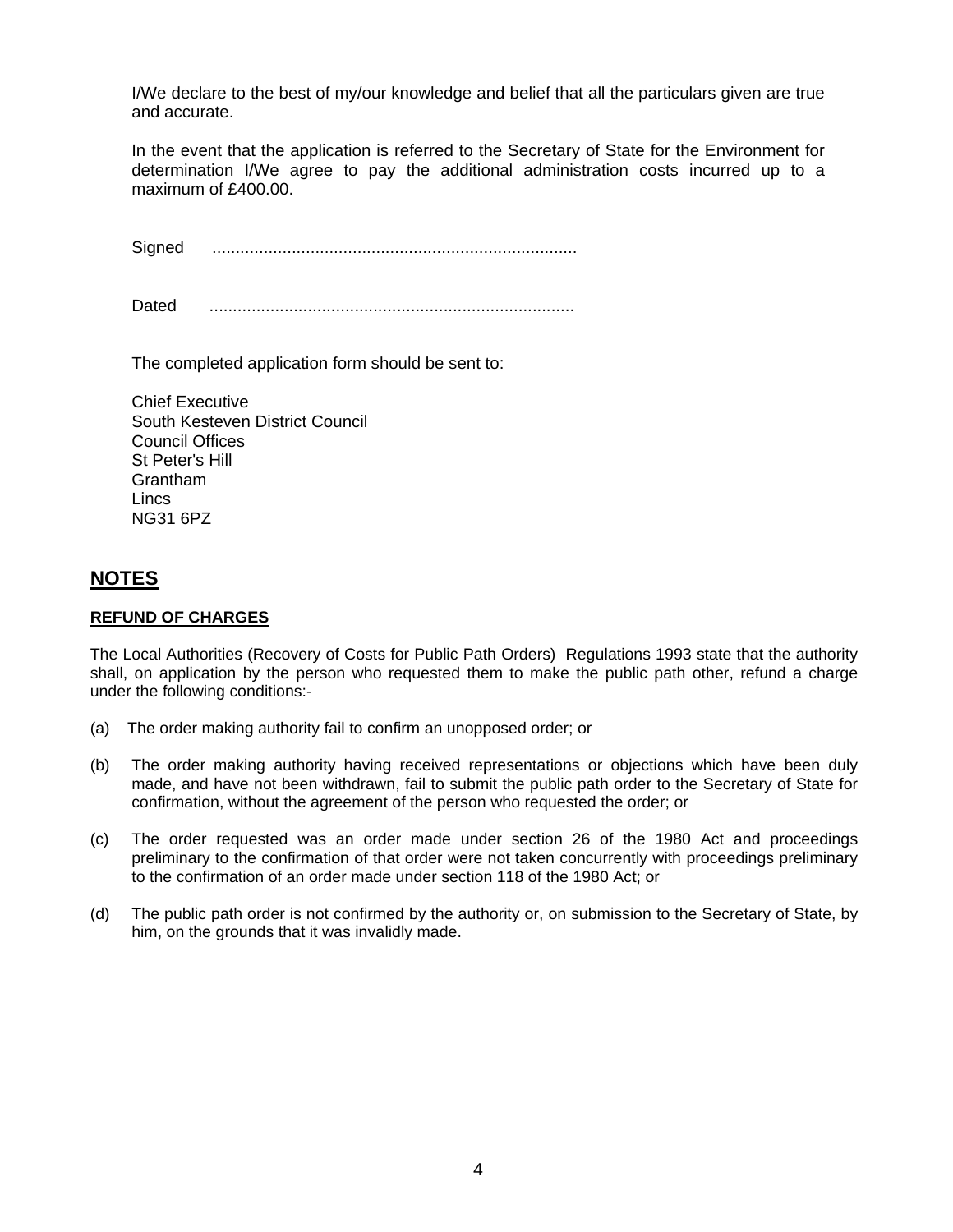I/We declare to the best of my/our knowledge and belief that all the particulars given are true and accurate.

In the event that the application is referred to the Secretary of State for the Environment for determination I/We agree to pay the additional administration costs incurred up to a maximum of £400.00.

Signed .............................................................................

Dated .............................................................................

The completed application form should be sent to:

Chief Executive
South Kesteven District Council
Council Offices
St Peter's Hill
Grantham
Lincs
NG31 6PZ

## NOTES

### REFUND OF CHARGES

The Local Authorities (Recovery of Costs for Public Path Orders) Regulations 1993 state that the authority shall, on application by the person who requested them to make the public path other, refund a charge under the following conditions:-

(a) The order making authority fail to confirm an unopposed order; or

(b) The order making authority having received representations or objections which have been duly made, and have not been withdrawn, fail to submit the public path order to the Secretary of State for confirmation, without the agreement of the person who requested the order; or

(c) The order requested was an order made under section 26 of the 1980 Act and proceedings preliminary to the confirmation of that order were not taken concurrently with proceedings preliminary to the confirmation of an order made under section 118 of the 1980 Act; or

(d) The public path order is not confirmed by the authority or, on submission to the Secretary of State, by him, on the grounds that it was invalidly made.